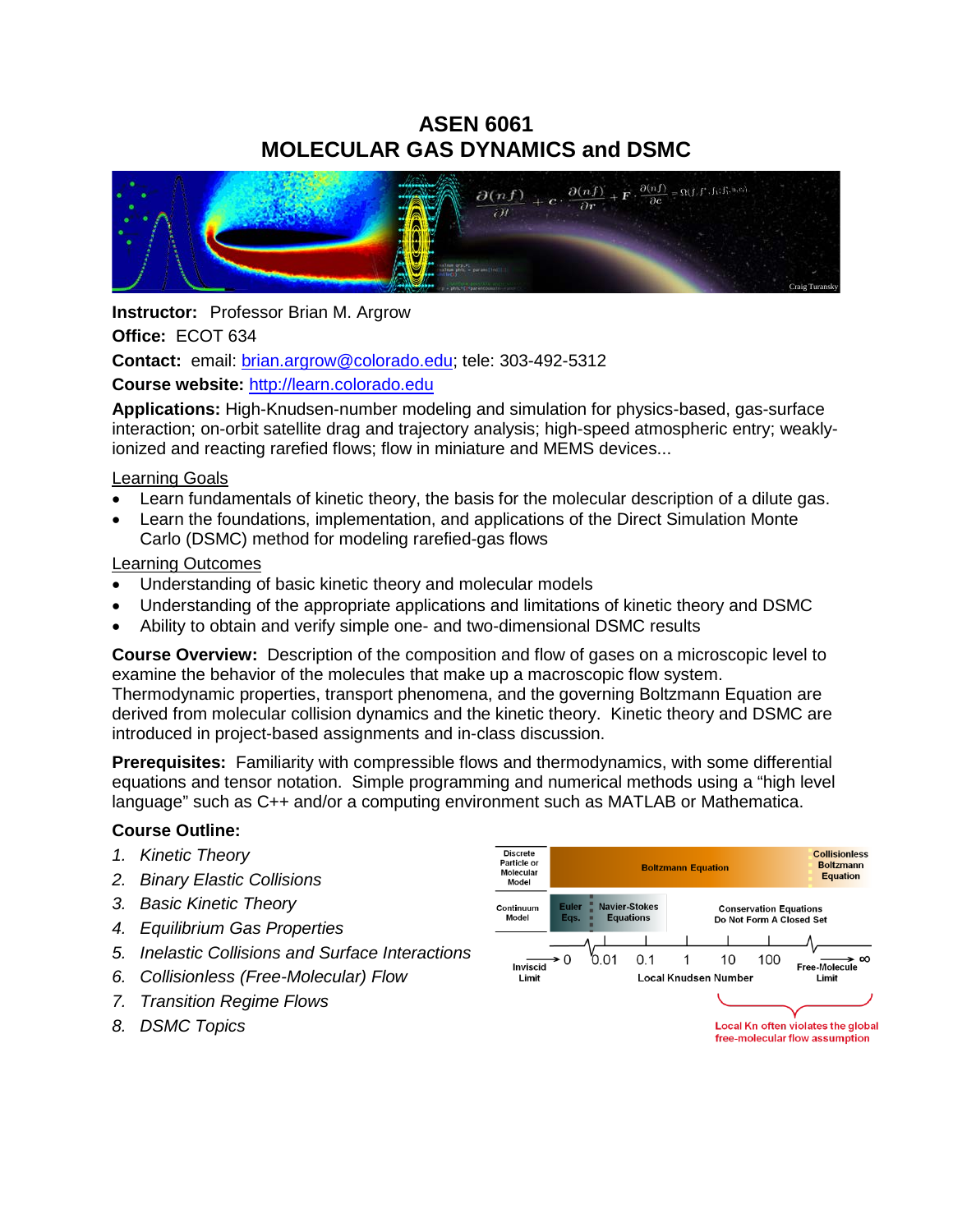# ASEN 6061
# MOLECULAR GAS DYNAMICS and DSMC

**Instructor:** Professor Brian M. Argrow

**Office:** ECOT 634

**Contact:** email: brian.argrow@colorado.edu; tele: 303-492-5312

**Course website:** http://learn.colorado.edu

**Applications:** High-Knudsen-number modeling and simulation for physics-based, gas-surface interaction; on-orbit satellite drag and trajectory analysis; high-speed atmospheric entry; weakly-ionized and reacting rarefied flows; flow in miniature and MEMS devices...

Learning Goals

- Learn fundamentals of kinetic theory, the basis for the molecular description of a dilute gas.
- Learn the foundations, implementation, and applications of the Direct Simulation Monte Carlo (DSMC) method for modeling rarefied-gas flows

Learning Outcomes

- Understanding of basic kinetic theory and molecular models
- Understanding of the appropriate applications and limitations of kinetic theory and DSMC
- Ability to obtain and verify simple one- and two-dimensional DSMC results

**Course Overview:** Description of the composition and flow of gases on a microscopic level to examine the behavior of the molecules that make up a macroscopic flow system. Thermodynamic properties, transport phenomena, and the governing Boltzmann Equation are derived from molecular collision dynamics and the kinetic theory. Kinetic theory and DSMC are introduced in project-based assignments and in-class discussion.

**Prerequisites:** Familiarity with compressible flows and thermodynamics, with some differential equations and tensor notation. Simple programming and numerical methods using a "high level language" such as C++ and/or a computing environment such as MATLAB or Mathematica.

**Course Outline:**

1. *Kinetic Theory*
2. *Binary Elastic Collisions*
3. *Basic Kinetic Theory*
4. *Equilibrium Gas Properties*
5. *Inelastic Collisions and Surface Interactions*
6. *Collisionless (Free-Molecular) Flow*
7. *Transition Regime Flows*
8. *DSMC Topics*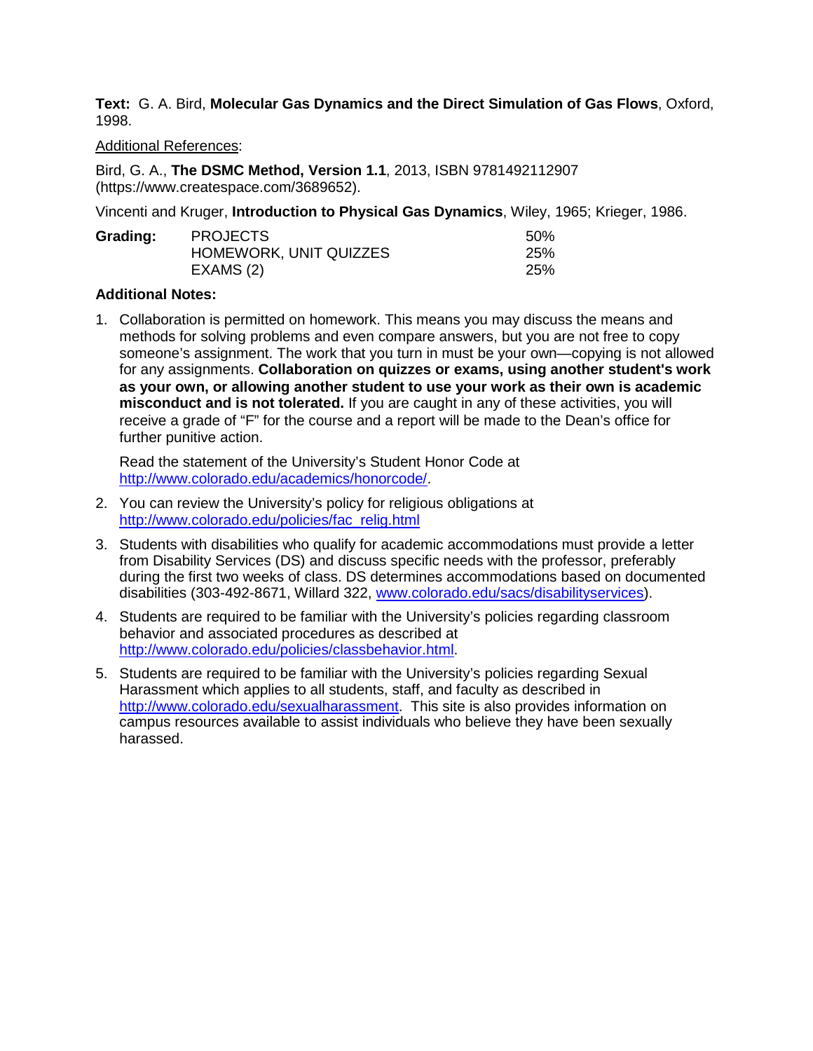**Text:** G. A. Bird, **Molecular Gas Dynamics and the Direct Simulation of Gas Flows**, Oxford, 1998.

Additional References:

Bird, G. A., **The DSMC Method, Version 1.1**, 2013, ISBN 9781492112907 (https://www.createspace.com/3689652).

Vincenti and Kruger, **Introduction to Physical Gas Dynamics**, Wiley, 1965; Krieger, 1986.

| | | |
|---|---|---|
| **Grading:** | PROJECTS | 50% |
| | HOMEWORK, UNIT QUIZZES | 25% |
| | EXAMS (2) | 25% |

**Additional Notes:**

1. Collaboration is permitted on homework. This means you may discuss the means and methods for solving problems and even compare answers, but you are not free to copy someone's assignment. The work that you turn in must be your own—copying is not allowed for any assignments. **Collaboration on quizzes or exams, using another student's work as your own, or allowing another student to use your work as their own is academic misconduct and is not tolerated.** If you are caught in any of these activities, you will receive a grade of "F" for the course and a report will be made to the Dean's office for further punitive action.

   Read the statement of the University's Student Honor Code at http://www.colorado.edu/academics/honorcode/.

2. You can review the University's policy for religious obligations at http://www.colorado.edu/policies/fac_relig.html

3. Students with disabilities who qualify for academic accommodations must provide a letter from Disability Services (DS) and discuss specific needs with the professor, preferably during the first two weeks of class. DS determines accommodations based on documented disabilities (303-492-8671, Willard 322, www.colorado.edu/sacs/disabilityservices).

4. Students are required to be familiar with the University's policies regarding classroom behavior and associated procedures as described at http://www.colorado.edu/policies/classbehavior.html.

5. Students are required to be familiar with the University's policies regarding Sexual Harassment which applies to all students, staff, and faculty as described in http://www.colorado.edu/sexualharassment. This site is also provides information on campus resources available to assist individuals who believe they have been sexually harassed.